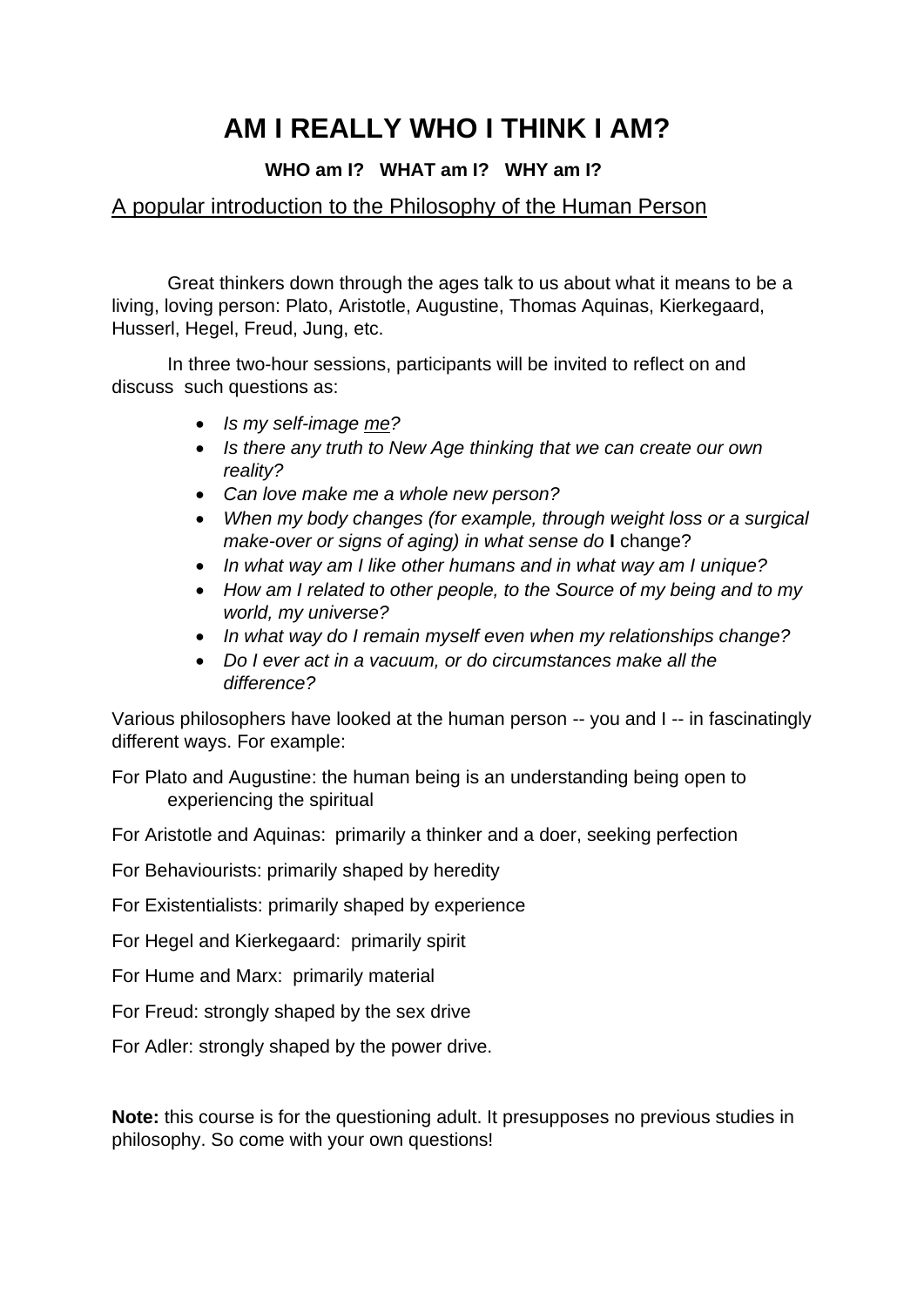# AM I REALLY WHO I THINK I AM?

**WHO am I? WHAT am I? WHY am I?**

<u>A popular introduction to the Philosophy of the Human Person</u>

Great thinkers down through the ages talk to us about what it means to be a living, loving person: Plato, Aristotle, Augustine, Thomas Aquinas, Kierkegaard, Husserl, Hegel, Freud, Jung, etc.

In three two-hour sessions, participants will be invited to reflect on and discuss such questions as:

- *Is my self-image <u>me</u>?*
- *Is there any truth to New Age thinking that we can create our own reality?*
- *Can love make me a whole new person?*
- *When my body changes (for example, through weight loss or a surgical make-over or signs of aging) in what sense do* **I** change?
- *In what way am I like other humans and in what way am I unique?*
- *How am I related to other people, to the Source of my being and to my world, my universe?*
- *In what way do I remain myself even when my relationships change?*
- *Do I ever act in a vacuum, or do circumstances make all the difference?*

Various philosophers have looked at the human person -- you and I -- in fascinatingly different ways. For example:

For Plato and Augustine: the human being is an understanding being open to experiencing the spiritual

For Aristotle and Aquinas: primarily a thinker and a doer, seeking perfection

For Behaviourists: primarily shaped by heredity

For Existentialists: primarily shaped by experience

For Hegel and Kierkegaard: primarily spirit

For Hume and Marx: primarily material

For Freud: strongly shaped by the sex drive

For Adler: strongly shaped by the power drive.

**Note:** this course is for the questioning adult. It presupposes no previous studies in philosophy. So come with your own questions!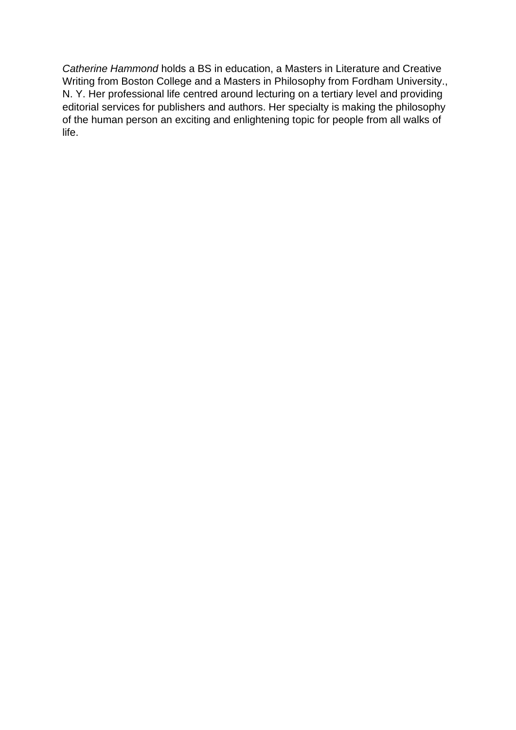*Catherine Hammond* holds a BS in education, a Masters in Literature and Creative Writing from Boston College and a Masters in Philosophy from Fordham University., N. Y. Her professional life centred around lecturing on a tertiary level and providing editorial services for publishers and authors. Her specialty is making the philosophy of the human person an exciting and enlightening topic for people from all walks of life.